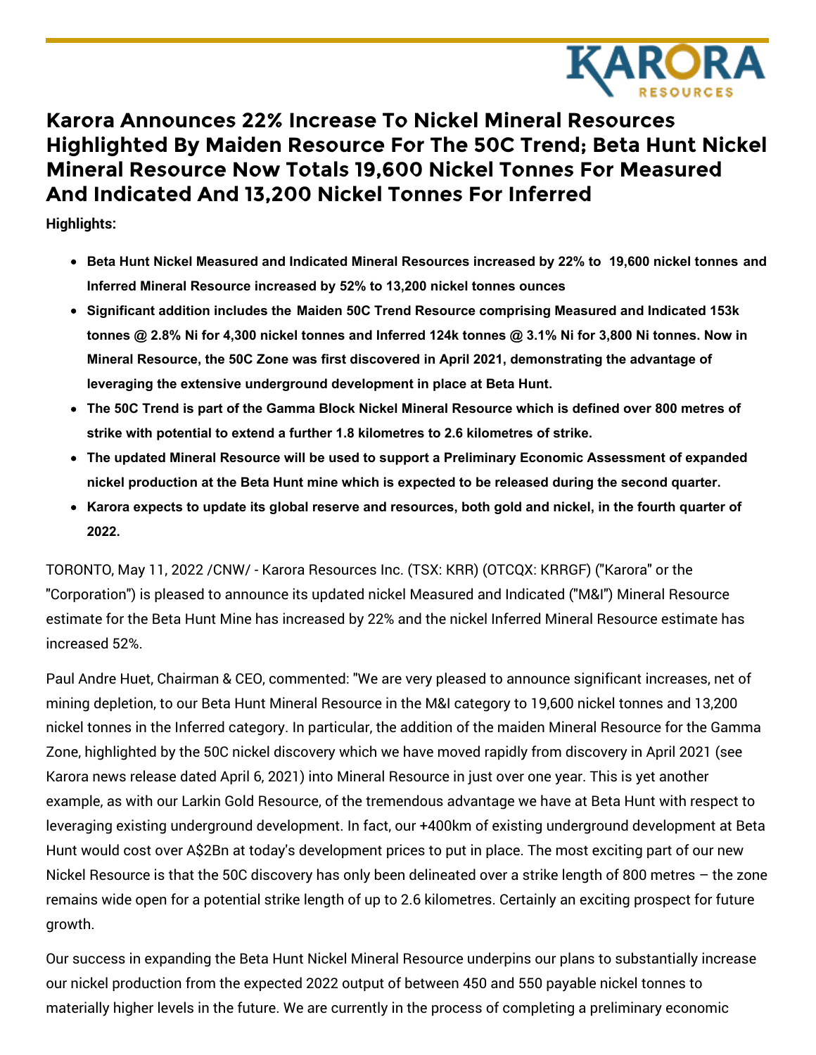# Karora Announces 22% Increase To Nickel Mineral Resources Highlighted By Maiden Resource For The 50C Trend; Beta Hunt Nickel Mineral Resource Now Totals 19,600 Nickel Tonnes For Measured And Indicated And 13,200 Nickel Tonnes For Inferred

**Highlights:**

- **Beta Hunt Nickel Measured and Indicated Mineral Resources increased by 22% to 19,600 nickel tonnes and Inferred Mineral Resource increased by 52% to 13,200 nickel tonnes ounces**
- **Significant addition includes the Maiden 50C Trend Resource comprising Measured and Indicated 153k tonnes @ 2.8% Ni for 4,300 nickel tonnes and Inferred 124k tonnes @ 3.1% Ni for 3,800 Ni tonnes. Now in Mineral Resource, the 50C Zone was first discovered in April 2021, demonstrating the advantage of leveraging the extensive underground development in place at Beta Hunt.**
- **The 50C Trend is part of the Gamma Block Nickel Mineral Resource which is defined over 800 metres of strike with potential to extend a further 1.8 kilometres to 2.6 kilometres of strike.**
- **The updated Mineral Resource will be used to support a Preliminary Economic Assessment of expanded nickel production at the Beta Hunt mine which is expected to be released during the second quarter.**
- **Karora expects to update its global reserve and resources, both gold and nickel, in the fourth quarter of 2022.**

TORONTO, May 11, 2022 /CNW/ - Karora Resources Inc. (TSX: KRR) (OTCQX: KRRGF) ("Karora" or the "Corporation") is pleased to announce its updated nickel Measured and Indicated ("M&I") Mineral Resource estimate for the Beta Hunt Mine has increased by 22% and the nickel Inferred Mineral Resource estimate has increased 52%.

Paul Andre Huet, Chairman & CEO, commented: "We are very pleased to announce significant increases, net of mining depletion, to our Beta Hunt Mineral Resource in the M&I category to 19,600 nickel tonnes and 13,200 nickel tonnes in the Inferred category. In particular, the addition of the maiden Mineral Resource for the Gamma Zone, highlighted by the 50C nickel discovery which we have moved rapidly from discovery in April 2021 (see Karora news release dated April 6, 2021) into Mineral Resource in just over one year. This is yet another example, as with our Larkin Gold Resource, of the tremendous advantage we have at Beta Hunt with respect to leveraging existing underground development. In fact, our +400km of existing underground development at Beta Hunt would cost over A$2Bn at today's development prices to put in place. The most exciting part of our new Nickel Resource is that the 50C discovery has only been delineated over a strike length of 800 metres – the zone remains wide open for a potential strike length of up to 2.6 kilometres. Certainly an exciting prospect for future growth.

Our success in expanding the Beta Hunt Nickel Mineral Resource underpins our plans to substantially increase our nickel production from the expected 2022 output of between 450 and 550 payable nickel tonnes to materially higher levels in the future. We are currently in the process of completing a preliminary economic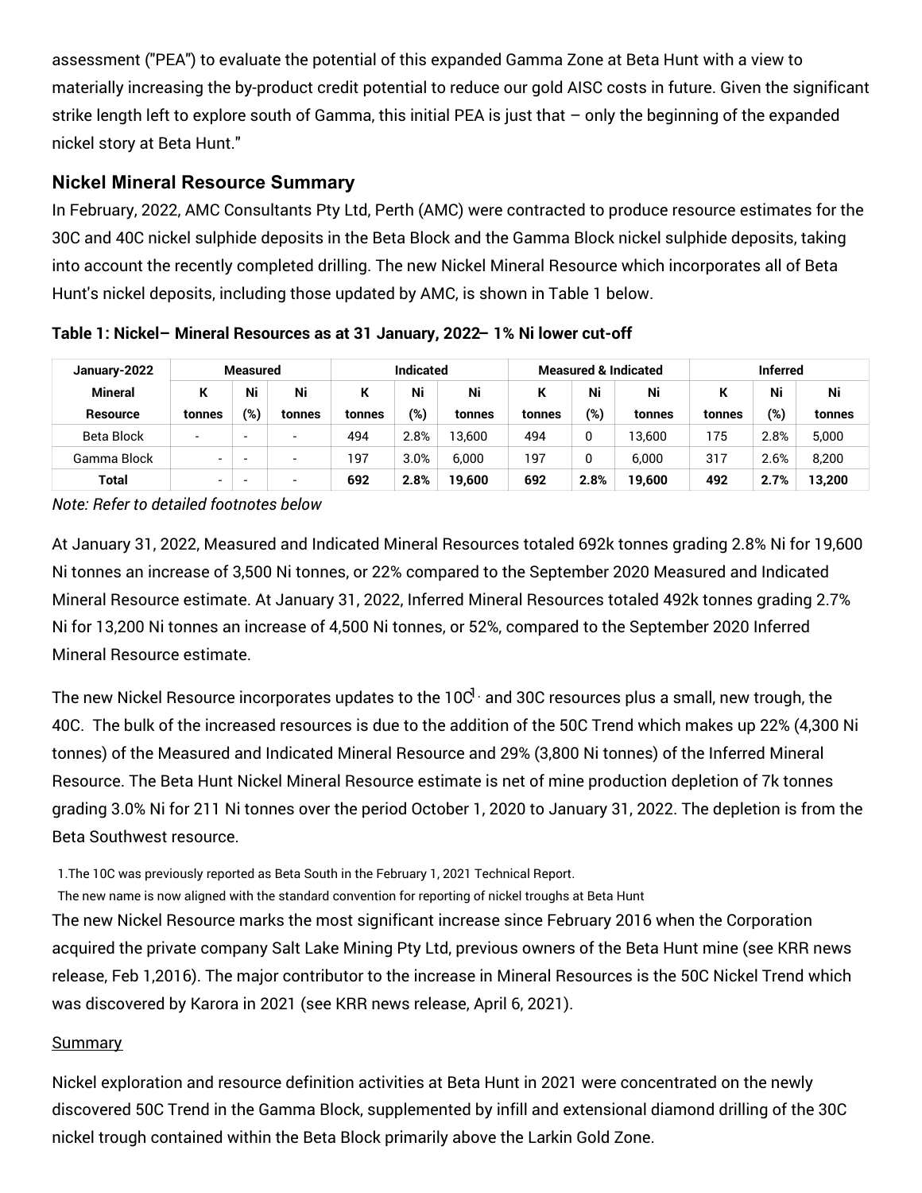assessment ("PEA") to evaluate the potential of this expanded Gamma Zone at Beta Hunt with a view to materially increasing the by-product credit potential to reduce our gold AISC costs in future. Given the significant strike length left to explore south of Gamma, this initial PEA is just that – only the beginning of the expanded nickel story at Beta Hunt."

### Nickel Mineral Resource Summary

In February, 2022, AMC Consultants Pty Ltd, Perth (AMC) were contracted to produce resource estimates for the 30C and 40C nickel sulphide deposits in the Beta Block and the Gamma Block nickel sulphide deposits, taking into account the recently completed drilling. The new Nickel Mineral Resource which incorporates all of Beta Hunt's nickel deposits, including those updated by AMC, is shown in Table 1 below.

**Table 1: Nickel– Mineral Resources as at 31 January, 2022– 1% Ni lower cut-off**

| January-2022 | Measured | | | Indicated | | | Measured & Indicated | | | Inferred | | |
|---|---|---|---|---|---|---|---|---|---|---|---|---|
| Mineral Resource | K tonnes | Ni (%) | Ni tonnes | K tonnes | Ni (%) | Ni tonnes | K tonnes | Ni (%) | Ni tonnes | K tonnes | Ni (%) | Ni tonnes |
| Beta Block | - | - | - | 494 | 2.8% | 13,600 | 494 | 0 | 13,600 | 175 | 2.8% | 5,000 |
| Gamma Block | - | - | - | 197 | 3.0% | 6,000 | 197 | 0 | 6,000 | 317 | 2.6% | 8,200 |
| **Total** | - | - | - | **692** | **2.8%** | **19,600** | **692** | **2.8%** | **19,600** | **492** | **2.7%** | **13,200** |

*Note: Refer to detailed footnotes below*

At January 31, 2022, Measured and Indicated Mineral Resources totaled 692k tonnes grading 2.8% Ni for 19,600 Ni tonnes an increase of 3,500 Ni tonnes, or 22% compared to the September 2020 Measured and Indicated Mineral Resource estimate. At January 31, 2022, Inferred Mineral Resources totaled 492k tonnes grading 2.7% Ni for 13,200 Ni tonnes an increase of 4,500 Ni tonnes, or 52%, compared to the September 2020 Inferred Mineral Resource estimate.

The new Nickel Resource incorporates updates to the 10C[1] and 30C resources plus a small, new trough, the 40C. The bulk of the increased resources is due to the addition of the 50C Trend which makes up 22% (4,300 Ni tonnes) of the Measured and Indicated Mineral Resource and 29% (3,800 Ni tonnes) of the Inferred Mineral Resource. The Beta Hunt Nickel Mineral Resource estimate is net of mine production depletion of 7k tonnes grading 3.0% Ni for 211 Ni tonnes over the period October 1, 2020 to January 31, 2022. The depletion is from the Beta Southwest resource.

1. The 10C was previously reported as Beta South in the February 1, 2021 Technical Report. The new name is now aligned with the standard convention for reporting of nickel troughs at Beta Hunt

The new Nickel Resource marks the most significant increase since February 2016 when the Corporation acquired the private company Salt Lake Mining Pty Ltd, previous owners of the Beta Hunt mine (see KRR news release, Feb 1,2016). The major contributor to the increase in Mineral Resources is the 50C Nickel Trend which was discovered by Karora in 2021 (see KRR news release, April 6, 2021).

Summary

Nickel exploration and resource definition activities at Beta Hunt in 2021 were concentrated on the newly discovered 50C Trend in the Gamma Block, supplemented by infill and extensional diamond drilling of the 30C nickel trough contained within the Beta Block primarily above the Larkin Gold Zone.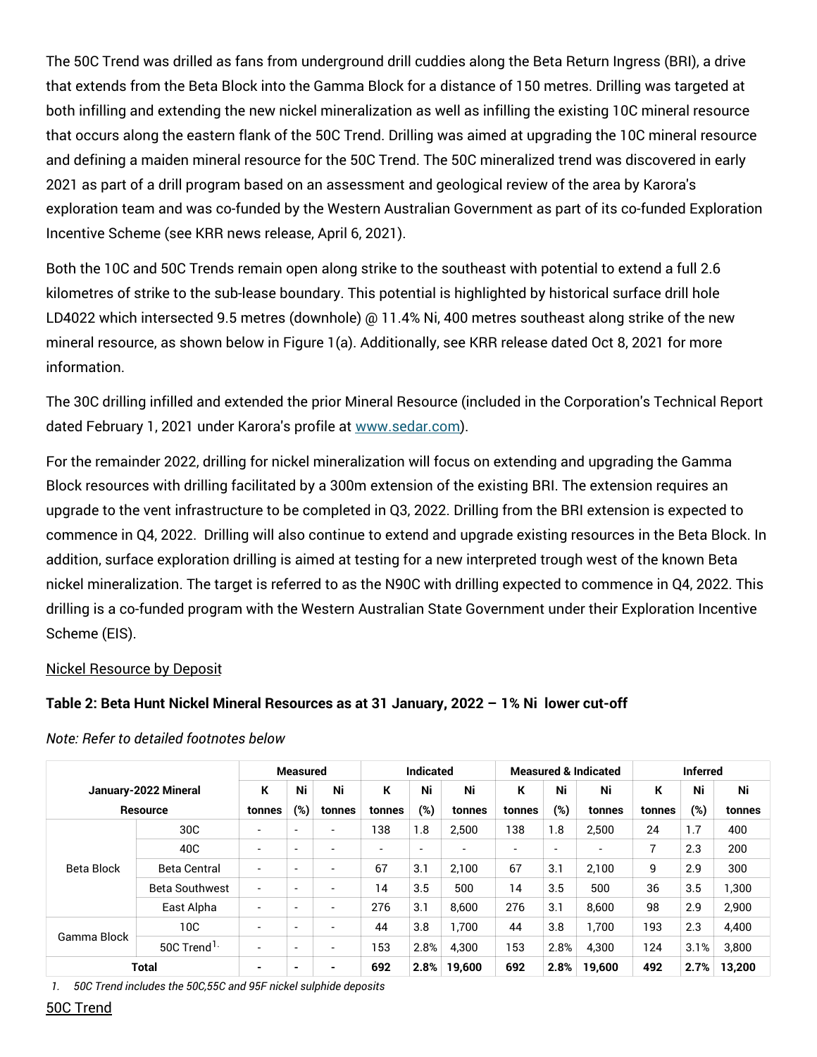The 50C Trend was drilled as fans from underground drill cuddies along the Beta Return Ingress (BRI), a drive that extends from the Beta Block into the Gamma Block for a distance of 150 metres. Drilling was targeted at both infilling and extending the new nickel mineralization as well as infilling the existing 10C mineral resource that occurs along the eastern flank of the 50C Trend. Drilling was aimed at upgrading the 10C mineral resource and defining a maiden mineral resource for the 50C Trend. The 50C mineralized trend was discovered in early 2021 as part of a drill program based on an assessment and geological review of the area by Karora's exploration team and was co-funded by the Western Australian Government as part of its co-funded Exploration Incentive Scheme (see KRR news release, April 6, 2021).

Both the 10C and 50C Trends remain open along strike to the southeast with potential to extend a full 2.6 kilometres of strike to the sub-lease boundary. This potential is highlighted by historical surface drill hole LD4022 which intersected 9.5 metres (downhole) @ 11.4% Ni, 400 metres southeast along strike of the new mineral resource, as shown below in Figure 1(a). Additionally, see KRR release dated Oct 8, 2021 for more information.

The 30C drilling infilled and extended the prior Mineral Resource (included in the Corporation's Technical Report dated February 1, 2021 under Karora's profile at [www.sedar.com](www.sedar.com)).

For the remainder 2022, drilling for nickel mineralization will focus on extending and upgrading the Gamma Block resources with drilling facilitated by a 300m extension of the existing BRI. The extension requires an upgrade to the vent infrastructure to be completed in Q3, 2022. Drilling from the BRI extension is expected to commence in Q4, 2022. Drilling will also continue to extend and upgrade existing resources in the Beta Block. In addition, surface exploration drilling is aimed at testing for a new interpreted trough west of the known Beta nickel mineralization. The target is referred to as the N90C with drilling expected to commence in Q4, 2022. This drilling is a co-funded program with the Western Australian State Government under their Exploration Incentive Scheme (EIS).

Nickel Resource by Deposit

**Table 2: Beta Hunt Nickel Mineral Resources as at 31 January, 2022 – 1% Ni lower cut-off**

*Note: Refer to detailed footnotes below*

| January-2022 Mineral Resource | | Measured | | | Indicated | | | Measured & Indicated | | | Inferred | | |
|---|---|---|---|---|---|---|---|---|---|---|---|---|---|
| | | K tonnes | Ni (%) | Ni tonnes | K tonnes | Ni (%) | Ni tonnes | K tonnes | Ni (%) | Ni tonnes | K tonnes | Ni (%) | Ni tonnes |
| Beta Block | 30C | - | - | - | 138 | 1.8 | 2,500 | 138 | 1.8 | 2,500 | 24 | 1.7 | 400 |
| | 40C | - | - | - | - | - | - | - | - | - | 7 | 2.3 | 200 |
| | Beta Central | - | - | - | 67 | 3.1 | 2,100 | 67 | 3.1 | 2,100 | 9 | 2.9 | 300 |
| | Beta Southwest | - | - | - | 14 | 3.5 | 500 | 14 | 3.5 | 500 | 36 | 3.5 | 1,300 |
| | East Alpha | - | - | - | 276 | 3.1 | 8,600 | 276 | 3.1 | 8,600 | 98 | 2.9 | 2,900 |
| Gamma Block | 10C | - | - | - | 44 | 3.8 | 1,700 | 44 | 3.8 | 1,700 | 193 | 2.3 | 4,400 |
| | 50C Trend[1.] | - | - | - | 153 | 2.8% | 4,300 | 153 | 2.8% | 4,300 | 124 | 3.1% | 3,800 |
| **Total** | | **-** | **-** | **-** | **692** | **2.8%** | **19,600** | **692** | **2.8%** | **19,600** | **492** | **2.7%** | **13,200** |

*1. 50C Trend includes the 50C,55C and 95F nickel sulphide deposits*

50C Trend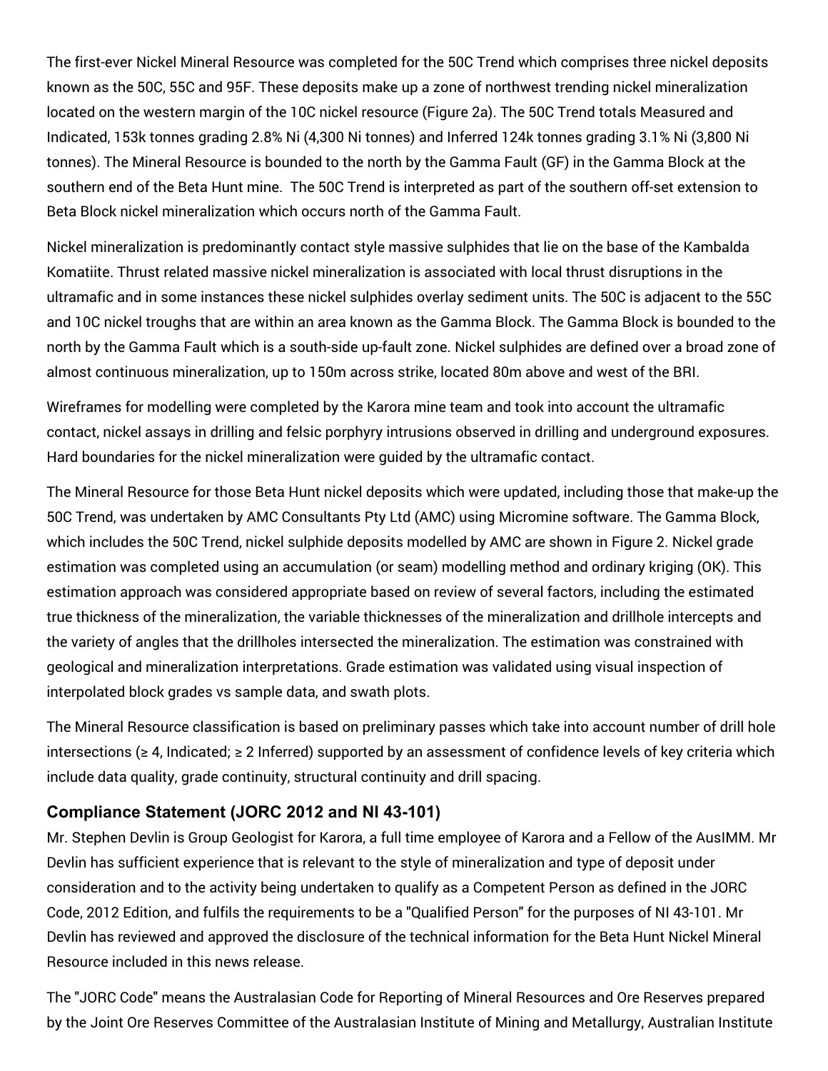The first-ever Nickel Mineral Resource was completed for the 50C Trend which comprises three nickel deposits known as the 50C, 55C and 95F. These deposits make up a zone of northwest trending nickel mineralization located on the western margin of the 10C nickel resource (Figure 2a). The 50C Trend totals Measured and Indicated, 153k tonnes grading 2.8% Ni (4,300 Ni tonnes) and Inferred 124k tonnes grading 3.1% Ni (3,800 Ni tonnes). The Mineral Resource is bounded to the north by the Gamma Fault (GF) in the Gamma Block at the southern end of the Beta Hunt mine. The 50C Trend is interpreted as part of the southern off-set extension to Beta Block nickel mineralization which occurs north of the Gamma Fault.

Nickel mineralization is predominantly contact style massive sulphides that lie on the base of the Kambalda Komatiite. Thrust related massive nickel mineralization is associated with local thrust disruptions in the ultramafic and in some instances these nickel sulphides overlay sediment units. The 50C is adjacent to the 55C and 10C nickel troughs that are within an area known as the Gamma Block. The Gamma Block is bounded to the north by the Gamma Fault which is a south-side up-fault zone. Nickel sulphides are defined over a broad zone of almost continuous mineralization, up to 150m across strike, located 80m above and west of the BRI.

Wireframes for modelling were completed by the Karora mine team and took into account the ultramafic contact, nickel assays in drilling and felsic porphyry intrusions observed in drilling and underground exposures. Hard boundaries for the nickel mineralization were guided by the ultramafic contact.

The Mineral Resource for those Beta Hunt nickel deposits which were updated, including those that make-up the 50C Trend, was undertaken by AMC Consultants Pty Ltd (AMC) using Micromine software. The Gamma Block, which includes the 50C Trend, nickel sulphide deposits modelled by AMC are shown in Figure 2. Nickel grade estimation was completed using an accumulation (or seam) modelling method and ordinary kriging (OK). This estimation approach was considered appropriate based on review of several factors, including the estimated true thickness of the mineralization, the variable thicknesses of the mineralization and drillhole intercepts and the variety of angles that the drillholes intersected the mineralization. The estimation was constrained with geological and mineralization interpretations. Grade estimation was validated using visual inspection of interpolated block grades vs sample data, and swath plots.

The Mineral Resource classification is based on preliminary passes which take into account number of drill hole intersections (≥ 4, Indicated; ≥ 2 Inferred) supported by an assessment of confidence levels of key criteria which include data quality, grade continuity, structural continuity and drill spacing.

## Compliance Statement (JORC 2012 and NI 43-101)

Mr. Stephen Devlin is Group Geologist for Karora, a full time employee of Karora and a Fellow of the AusIMM. Mr Devlin has sufficient experience that is relevant to the style of mineralization and type of deposit under consideration and to the activity being undertaken to qualify as a Competent Person as defined in the JORC Code, 2012 Edition, and fulfils the requirements to be a "Qualified Person" for the purposes of NI 43-101. Mr Devlin has reviewed and approved the disclosure of the technical information for the Beta Hunt Nickel Mineral Resource included in this news release.

The "JORC Code" means the Australasian Code for Reporting of Mineral Resources and Ore Reserves prepared by the Joint Ore Reserves Committee of the Australasian Institute of Mining and Metallurgy, Australian Institute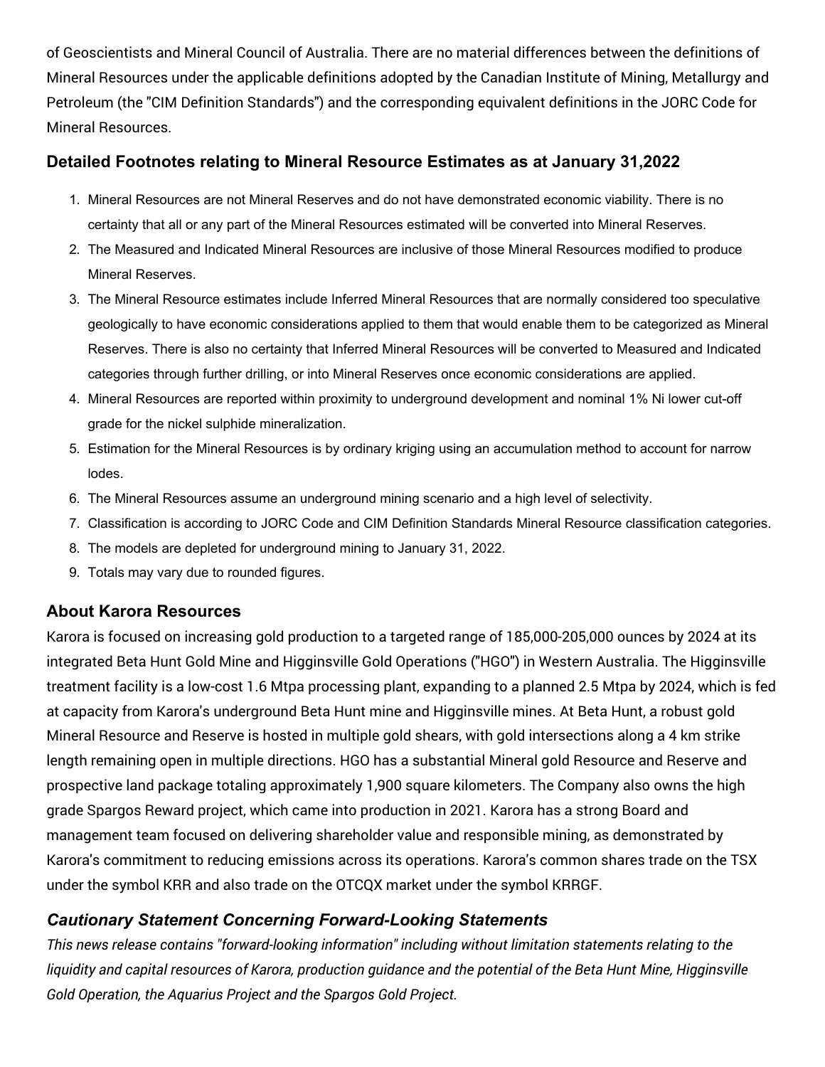of Geoscientists and Mineral Council of Australia. There are no material differences between the definitions of Mineral Resources under the applicable definitions adopted by the Canadian Institute of Mining, Metallurgy and Petroleum (the "CIM Definition Standards") and the corresponding equivalent definitions in the JORC Code for Mineral Resources.

### Detailed Footnotes relating to Mineral Resource Estimates as at January 31,2022

1. Mineral Resources are not Mineral Reserves and do not have demonstrated economic viability. There is no certainty that all or any part of the Mineral Resources estimated will be converted into Mineral Reserves.
2. The Measured and Indicated Mineral Resources are inclusive of those Mineral Resources modified to produce Mineral Reserves.
3. The Mineral Resource estimates include Inferred Mineral Resources that are normally considered too speculative geologically to have economic considerations applied to them that would enable them to be categorized as Mineral Reserves. There is also no certainty that Inferred Mineral Resources will be converted to Measured and Indicated categories through further drilling, or into Mineral Reserves once economic considerations are applied.
4. Mineral Resources are reported within proximity to underground development and nominal 1% Ni lower cut-off grade for the nickel sulphide mineralization.
5. Estimation for the Mineral Resources is by ordinary kriging using an accumulation method to account for narrow lodes.
6. The Mineral Resources assume an underground mining scenario and a high level of selectivity.
7. Classification is according to JORC Code and CIM Definition Standards Mineral Resource classification categories.
8. The models are depleted for underground mining to January 31, 2022.
9. Totals may vary due to rounded figures.

### About Karora Resources

Karora is focused on increasing gold production to a targeted range of 185,000-205,000 ounces by 2024 at its integrated Beta Hunt Gold Mine and Higginsville Gold Operations ("HGO") in Western Australia. The Higginsville treatment facility is a low-cost 1.6 Mtpa processing plant, expanding to a planned 2.5 Mtpa by 2024, which is fed at capacity from Karora's underground Beta Hunt mine and Higginsville mines. At Beta Hunt, a robust gold Mineral Resource and Reserve is hosted in multiple gold shears, with gold intersections along a 4 km strike length remaining open in multiple directions. HGO has a substantial Mineral gold Resource and Reserve and prospective land package totaling approximately 1,900 square kilometers. The Company also owns the high grade Spargos Reward project, which came into production in 2021. Karora has a strong Board and management team focused on delivering shareholder value and responsible mining, as demonstrated by Karora's commitment to reducing emissions across its operations. Karora's common shares trade on the TSX under the symbol KRR and also trade on the OTCQX market under the symbol KRRGF.

### *Cautionary Statement Concerning Forward-Looking Statements*

*This news release contains "forward-looking information" including without limitation statements relating to the liquidity and capital resources of Karora, production guidance and the potential of the Beta Hunt Mine, Higginsville Gold Operation, the Aquarius Project and the Spargos Gold Project.*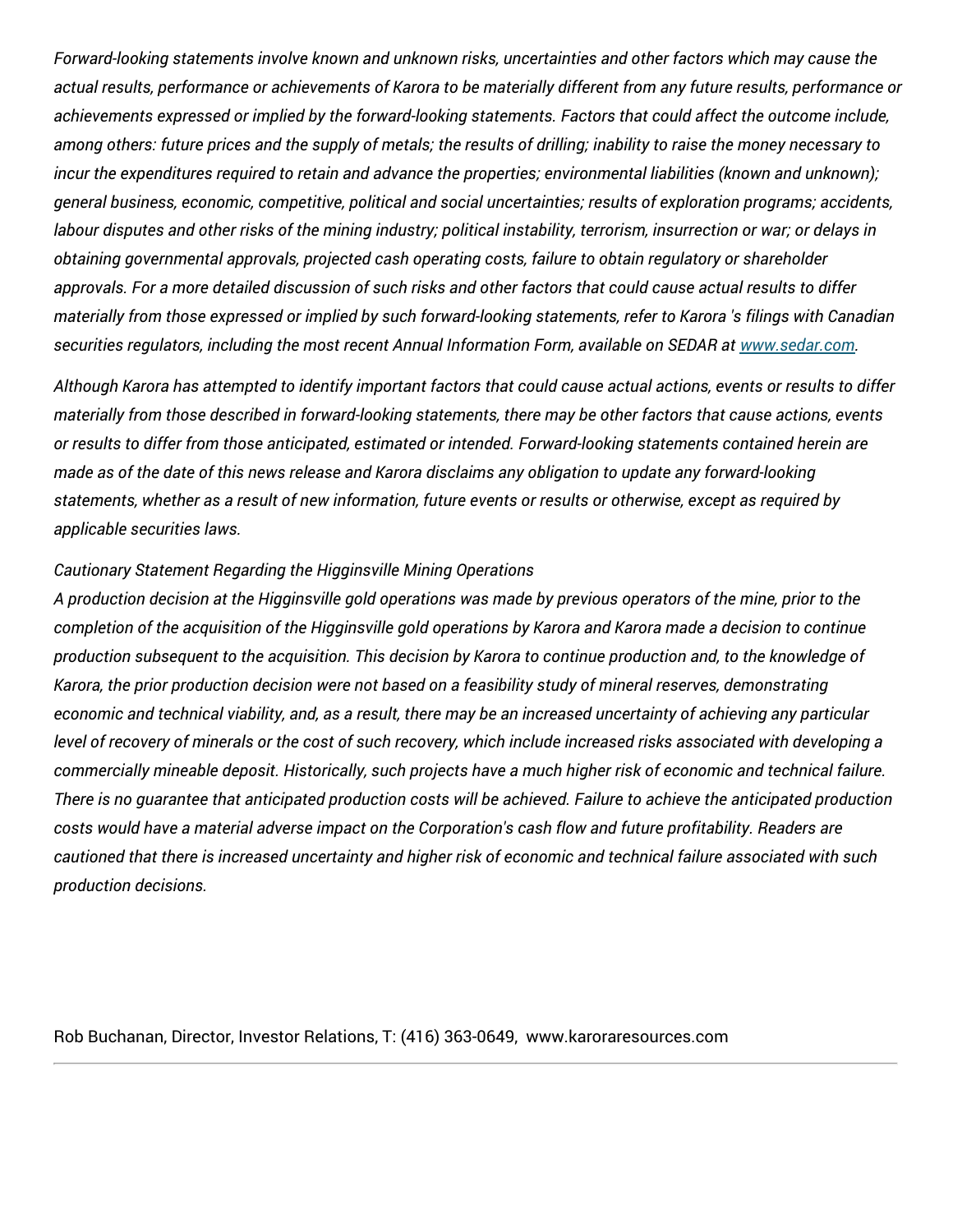*Forward-looking statements involve known and unknown risks, uncertainties and other factors which may cause the actual results, performance or achievements of Karora to be materially different from any future results, performance or achievements expressed or implied by the forward-looking statements. Factors that could affect the outcome include, among others: future prices and the supply of metals; the results of drilling; inability to raise the money necessary to incur the expenditures required to retain and advance the properties; environmental liabilities (known and unknown); general business, economic, competitive, political and social uncertainties; results of exploration programs; accidents, labour disputes and other risks of the mining industry; political instability, terrorism, insurrection or war; or delays in obtaining governmental approvals, projected cash operating costs, failure to obtain regulatory or shareholder approvals. For a more detailed discussion of such risks and other factors that could cause actual results to differ materially from those expressed or implied by such forward-looking statements, refer to Karora 's filings with Canadian securities regulators, including the most recent Annual Information Form, available on SEDAR at [www.sedar.com](http://www.sedar.com).*

*Although Karora has attempted to identify important factors that could cause actual actions, events or results to differ materially from those described in forward-looking statements, there may be other factors that cause actions, events or results to differ from those anticipated, estimated or intended. Forward-looking statements contained herein are made as of the date of this news release and Karora disclaims any obligation to update any forward-looking statements, whether as a result of new information, future events or results or otherwise, except as required by applicable securities laws.*

*Cautionary Statement Regarding the Higginsville Mining Operations*
*A production decision at the Higginsville gold operations was made by previous operators of the mine, prior to the completion of the acquisition of the Higginsville gold operations by Karora and Karora made a decision to continue production subsequent to the acquisition. This decision by Karora to continue production and, to the knowledge of Karora, the prior production decision were not based on a feasibility study of mineral reserves, demonstrating economic and technical viability, and, as a result, there may be an increased uncertainty of achieving any particular level of recovery of minerals or the cost of such recovery, which include increased risks associated with developing a commercially mineable deposit. Historically, such projects have a much higher risk of economic and technical failure. There is no guarantee that anticipated production costs will be achieved. Failure to achieve the anticipated production costs would have a material adverse impact on the Corporation's cash flow and future profitability. Readers are cautioned that there is increased uncertainty and higher risk of economic and technical failure associated with such production decisions.*

Rob Buchanan, Director, Investor Relations, T: (416) 363-0649, www.karoraresources.com

---